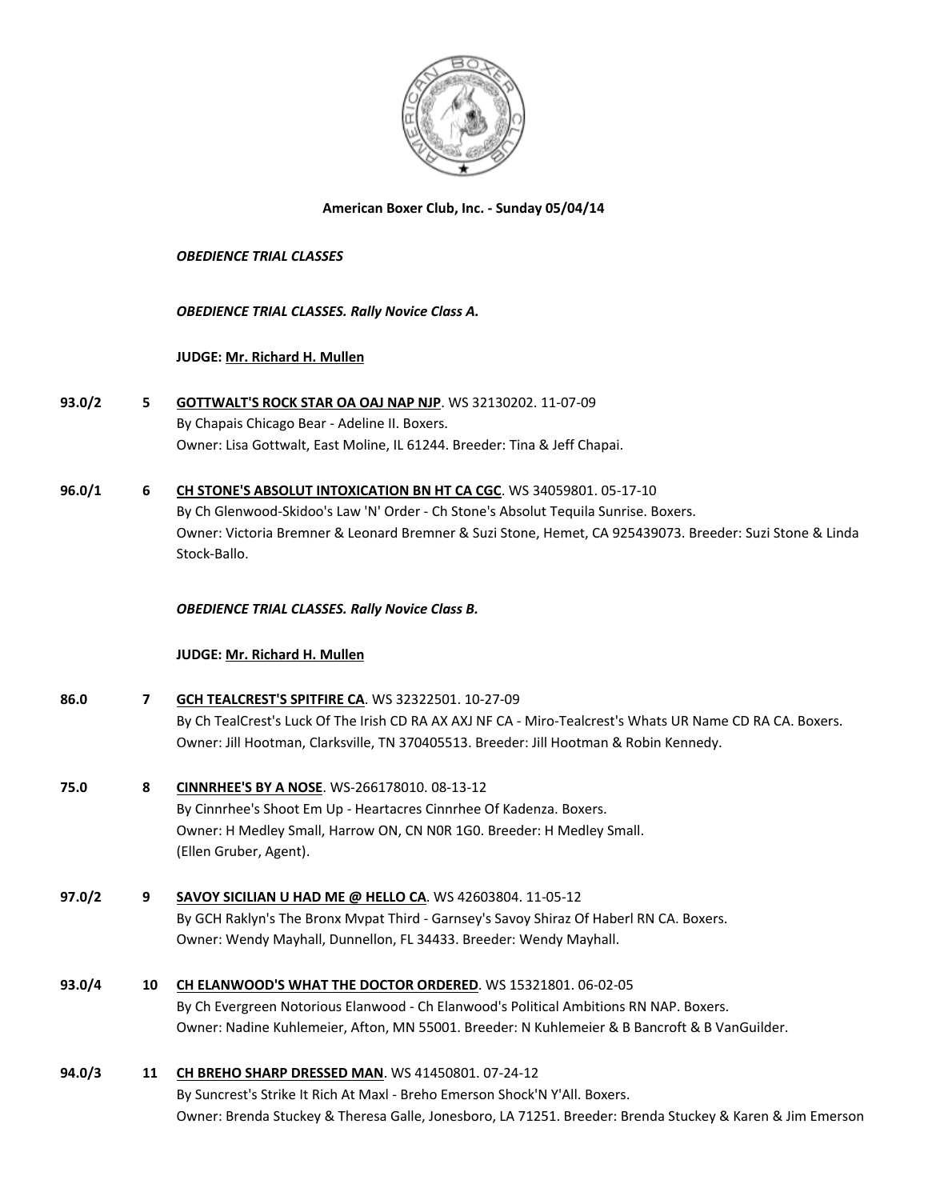**American Boxer Club, Inc. - Sunday 05/04/14**

***OBEDIENCE TRIAL CLASSES***

***OBEDIENCE TRIAL CLASSES. Rally Novice Class A.***

**JUDGE: Mr. Richard H. Mullen**

**93.0/2** **5** **GOTTWALT'S ROCK STAR OA OAJ NAP NJP**. WS 32130202. 11-07-09
By Chapais Chicago Bear - Adeline II. Boxers.
Owner: Lisa Gottwalt, East Moline, IL 61244. Breeder: Tina & Jeff Chapai.

**96.0/1** **6** **CH STONE'S ABSOLUT INTOXICATION BN HT CA CGC**. WS 34059801. 05-17-10
By Ch Glenwood-Skidoo's Law 'N' Order - Ch Stone's Absolut Tequila Sunrise. Boxers.
Owner: Victoria Bremner & Leonard Bremner & Suzi Stone, Hemet, CA 925439073. Breeder: Suzi Stone & Linda Stock-Ballo.

***OBEDIENCE TRIAL CLASSES. Rally Novice Class B.***

**JUDGE: Mr. Richard H. Mullen**

**86.0** **7** **GCH TEALCREST'S SPITFIRE CA**. WS 32322501. 10-27-09
By Ch TealCrest's Luck Of The Irish CD RA AX AXJ NF CA - Miro-Tealcrest's Whats UR Name CD RA CA. Boxers.
Owner: Jill Hootman, Clarksville, TN 370405513. Breeder: Jill Hootman & Robin Kennedy.

**75.0** **8** **CINNRHEE'S BY A NOSE**. WS-266178010. 08-13-12
By Cinnrhee's Shoot Em Up - Heartacres Cinnrhee Of Kadenza. Boxers.
Owner: H Medley Small, Harrow ON, CN N0R 1G0. Breeder: H Medley Small.
(Ellen Gruber, Agent).

**97.0/2** **9** **SAVOY SICILIAN U HAD ME @ HELLO CA**. WS 42603804. 11-05-12
By GCH Raklyn's The Bronx Mvpat Third - Garnsey's Savoy Shiraz Of Haberl RN CA. Boxers.
Owner: Wendy Mayhall, Dunnellon, FL 34433. Breeder: Wendy Mayhall.

**93.0/4** **10** **CH ELANWOOD'S WHAT THE DOCTOR ORDERED**. WS 15321801. 06-02-05
By Ch Evergreen Notorious Elanwood - Ch Elanwood's Political Ambitions RN NAP. Boxers.
Owner: Nadine Kuhlemeier, Afton, MN 55001. Breeder: N Kuhlemeier & B Bancroft & B VanGuilder.

**94.0/3** **11** **CH BREHO SHARP DRESSED MAN**. WS 41450801. 07-24-12
By Suncrest's Strike It Rich At Maxl - Breho Emerson Shock'N Y'All. Boxers.
Owner: Brenda Stuckey & Theresa Galle, Jonesboro, LA 71251. Breeder: Brenda Stuckey & Karen & Jim Emerson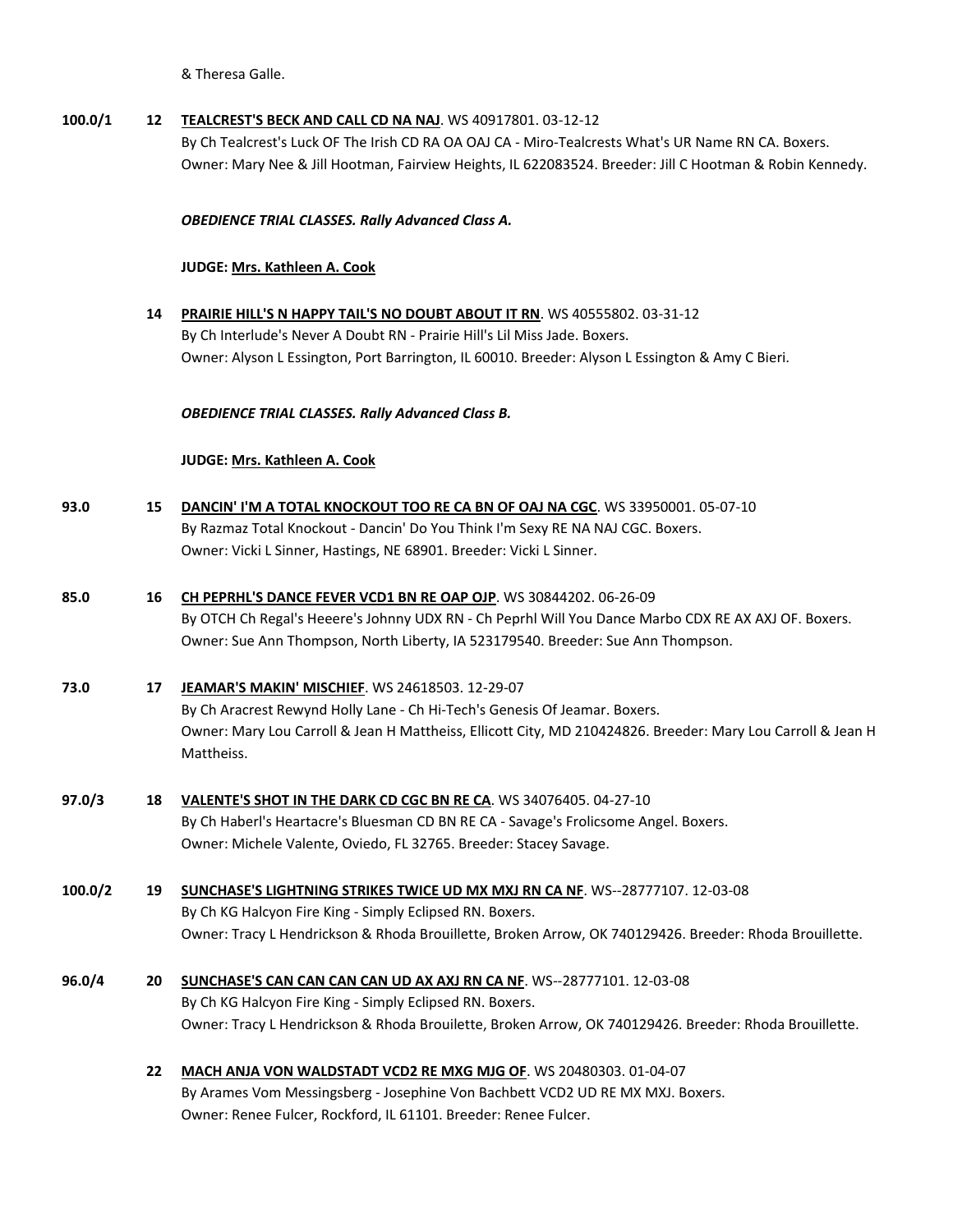& Theresa Galle.

**100.0/1** **12** **TEALCREST'S BECK AND CALL CD NA NAJ**. WS 40917801. 03-12-12
By Ch Tealcrest's Luck OF The Irish CD RA OA OAJ CA - Miro-Tealcrests What's UR Name RN CA. Boxers.
Owner: Mary Nee & Jill Hootman, Fairview Heights, IL 622083524. Breeder: Jill C Hootman & Robin Kennedy.

***OBEDIENCE TRIAL CLASSES. Rally Advanced Class A.***

**JUDGE: Mrs. Kathleen A. Cook**

**14** **PRAIRIE HILL'S N HAPPY TAIL'S NO DOUBT ABOUT IT RN**. WS 40555802. 03-31-12
By Ch Interlude's Never A Doubt RN - Prairie Hill's Lil Miss Jade. Boxers.
Owner: Alyson L Essington, Port Barrington, IL 60010. Breeder: Alyson L Essington & Amy C Bieri.

***OBEDIENCE TRIAL CLASSES. Rally Advanced Class B.***

**JUDGE: Mrs. Kathleen A. Cook**

**93.0** **15** **DANCIN' I'M A TOTAL KNOCKOUT TOO RE CA BN OF OAJ NA CGC**. WS 33950001. 05-07-10
By Razmaz Total Knockout - Dancin' Do You Think I'm Sexy RE NA NAJ CGC. Boxers.
Owner: Vicki L Sinner, Hastings, NE 68901. Breeder: Vicki L Sinner.

**85.0** **16** **CH PEPRHL'S DANCE FEVER VCD1 BN RE OAP OJP**. WS 30844202. 06-26-09
By OTCH Ch Regal's Heeere's Johnny UDX RN - Ch Peprhl Will You Dance Marbo CDX RE AX AXJ OF. Boxers.
Owner: Sue Ann Thompson, North Liberty, IA 523179540. Breeder: Sue Ann Thompson.

**73.0** **17** **JEAMAR'S MAKIN' MISCHIEF**. WS 24618503. 12-29-07
By Ch Aracrest Rewynd Holly Lane - Ch Hi-Tech's Genesis Of Jeamar. Boxers.
Owner: Mary Lou Carroll & Jean H Mattheiss, Ellicott City, MD 210424826. Breeder: Mary Lou Carroll & Jean H Mattheiss.

**97.0/3** **18** **VALENTE'S SHOT IN THE DARK CD CGC BN RE CA**. WS 34076405. 04-27-10
By Ch Haberl's Heartacre's Bluesman CD BN RE CA - Savage's Frolicsome Angel. Boxers.
Owner: Michele Valente, Oviedo, FL 32765. Breeder: Stacey Savage.

**100.0/2** **19** **SUNCHASE'S LIGHTNING STRIKES TWICE UD MX MXJ RN CA NF**. WS--28777107. 12-03-08
By Ch KG Halcyon Fire King - Simply Eclipsed RN. Boxers.
Owner: Tracy L Hendrickson & Rhoda Brouillette, Broken Arrow, OK 740129426. Breeder: Rhoda Brouillette.

**96.0/4** **20** **SUNCHASE'S CAN CAN CAN CAN UD AX AXJ RN CA NF**. WS--28777101. 12-03-08
By Ch KG Halcyon Fire King - Simply Eclipsed RN. Boxers.
Owner: Tracy L Hendrickson & Rhoda Brouilette, Broken Arrow, OK 740129426. Breeder: Rhoda Brouillette.

**22** **MACH ANJA VON WALDSTADT VCD2 RE MXG MJG OF**. WS 20480303. 01-04-07
By Arames Vom Messingsberg - Josephine Von Bachbett VCD2 UD RE MX MXJ. Boxers.
Owner: Renee Fulcer, Rockford, IL 61101. Breeder: Renee Fulcer.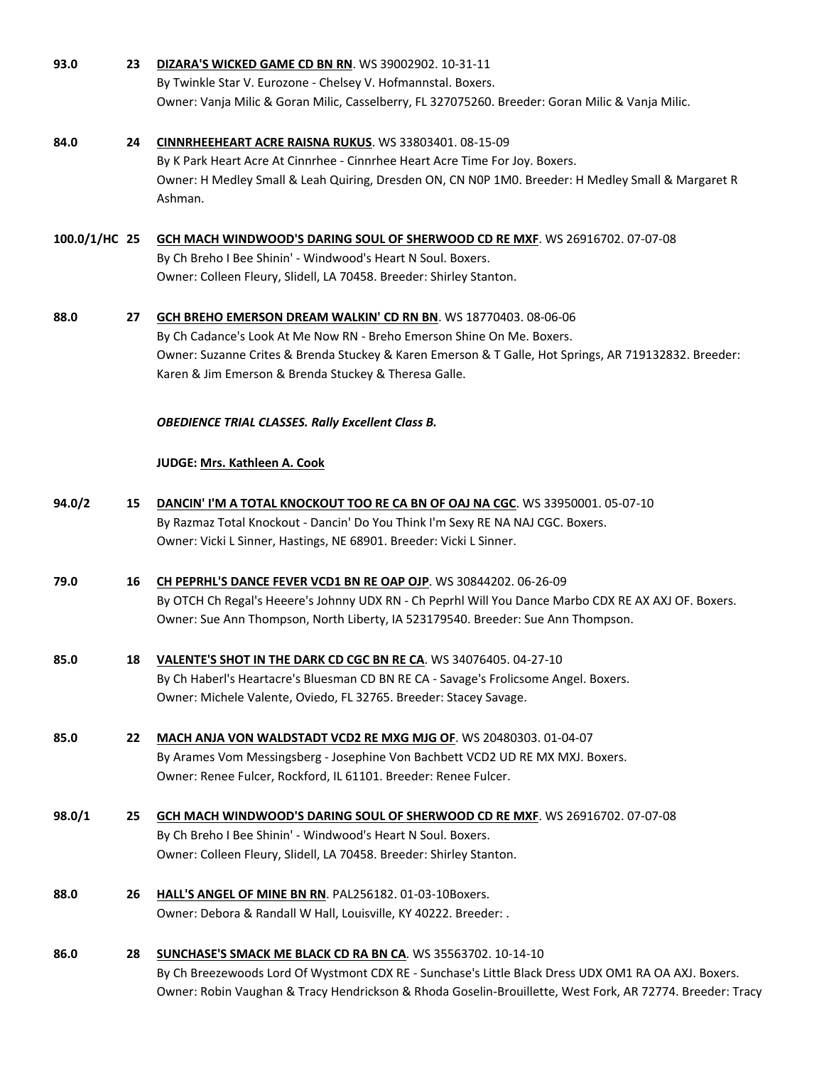**93.0** **23** **DIZARA'S WICKED GAME CD BN RN**. WS 39002902. 10-31-11
By Twinkle Star V. Eurozone - Chelsey V. Hofmannstal. Boxers.
Owner: Vanja Milic & Goran Milic, Casselberry, FL 327075260. Breeder: Goran Milic & Vanja Milic.

**84.0** **24** **CINNRHEEHEART ACRE RAISNA RUKUS**. WS 33803401. 08-15-09
By K Park Heart Acre At Cinnrhee - Cinnrhee Heart Acre Time For Joy. Boxers.
Owner: H Medley Small & Leah Quiring, Dresden ON, CN N0P 1M0. Breeder: H Medley Small & Margaret R Ashman.

**100.0/1/HC** **25** **GCH MACH WINDWOOD'S DARING SOUL OF SHERWOOD CD RE MXF**. WS 26916702. 07-07-08
By Ch Breho I Bee Shinin' - Windwood's Heart N Soul. Boxers.
Owner: Colleen Fleury, Slidell, LA 70458. Breeder: Shirley Stanton.

**88.0** **27** **GCH BREHO EMERSON DREAM WALKIN' CD RN BN**. WS 18770403. 08-06-06
By Ch Cadance's Look At Me Now RN - Breho Emerson Shine On Me. Boxers.
Owner: Suzanne Crites & Brenda Stuckey & Karen Emerson & T Galle, Hot Springs, AR 719132832. Breeder: Karen & Jim Emerson & Brenda Stuckey & Theresa Galle.

***OBEDIENCE TRIAL CLASSES. Rally Excellent Class B.***

**JUDGE: Mrs. Kathleen A. Cook**

**94.0/2** **15** **DANCIN' I'M A TOTAL KNOCKOUT TOO RE CA BN OF OAJ NA CGC**. WS 33950001. 05-07-10
By Razmaz Total Knockout - Dancin' Do You Think I'm Sexy RE NA NAJ CGC. Boxers.
Owner: Vicki L Sinner, Hastings, NE 68901. Breeder: Vicki L Sinner.

**79.0** **16** **CH PEPRHL'S DANCE FEVER VCD1 BN RE OAP OJP**. WS 30844202. 06-26-09
By OTCH Ch Regal's Heeere's Johnny UDX RN - Ch Peprhl Will You Dance Marbo CDX RE AX AXJ OF. Boxers.
Owner: Sue Ann Thompson, North Liberty, IA 523179540. Breeder: Sue Ann Thompson.

**85.0** **18** **VALENTE'S SHOT IN THE DARK CD CGC BN RE CA**. WS 34076405. 04-27-10
By Ch Haberl's Heartacre's Bluesman CD BN RE CA - Savage's Frolicsome Angel. Boxers.
Owner: Michele Valente, Oviedo, FL 32765. Breeder: Stacey Savage.

**85.0** **22** **MACH ANJA VON WALDSTADT VCD2 RE MXG MJG OF**. WS 20480303. 01-04-07
By Arames Vom Messingsberg - Josephine Von Bachbett VCD2 UD RE MX MXJ. Boxers.
Owner: Renee Fulcer, Rockford, IL 61101. Breeder: Renee Fulcer.

**98.0/1** **25** **GCH MACH WINDWOOD'S DARING SOUL OF SHERWOOD CD RE MXF**. WS 26916702. 07-07-08
By Ch Breho I Bee Shinin' - Windwood's Heart N Soul. Boxers.
Owner: Colleen Fleury, Slidell, LA 70458. Breeder: Shirley Stanton.

**88.0** **26** **HALL'S ANGEL OF MINE BN RN**. PAL256182. 01-03-10Boxers.
Owner: Debora & Randall W Hall, Louisville, KY 40222. Breeder: .

**86.0** **28** **SUNCHASE'S SMACK ME BLACK CD RA BN CA**. WS 35563702. 10-14-10
By Ch Breezewoods Lord Of Wystmont CDX RE - Sunchase's Little Black Dress UDX OM1 RA OA AXJ. Boxers.
Owner: Robin Vaughan & Tracy Hendrickson & Rhoda Goselin-Brouillette, West Fork, AR 72774. Breeder: Tracy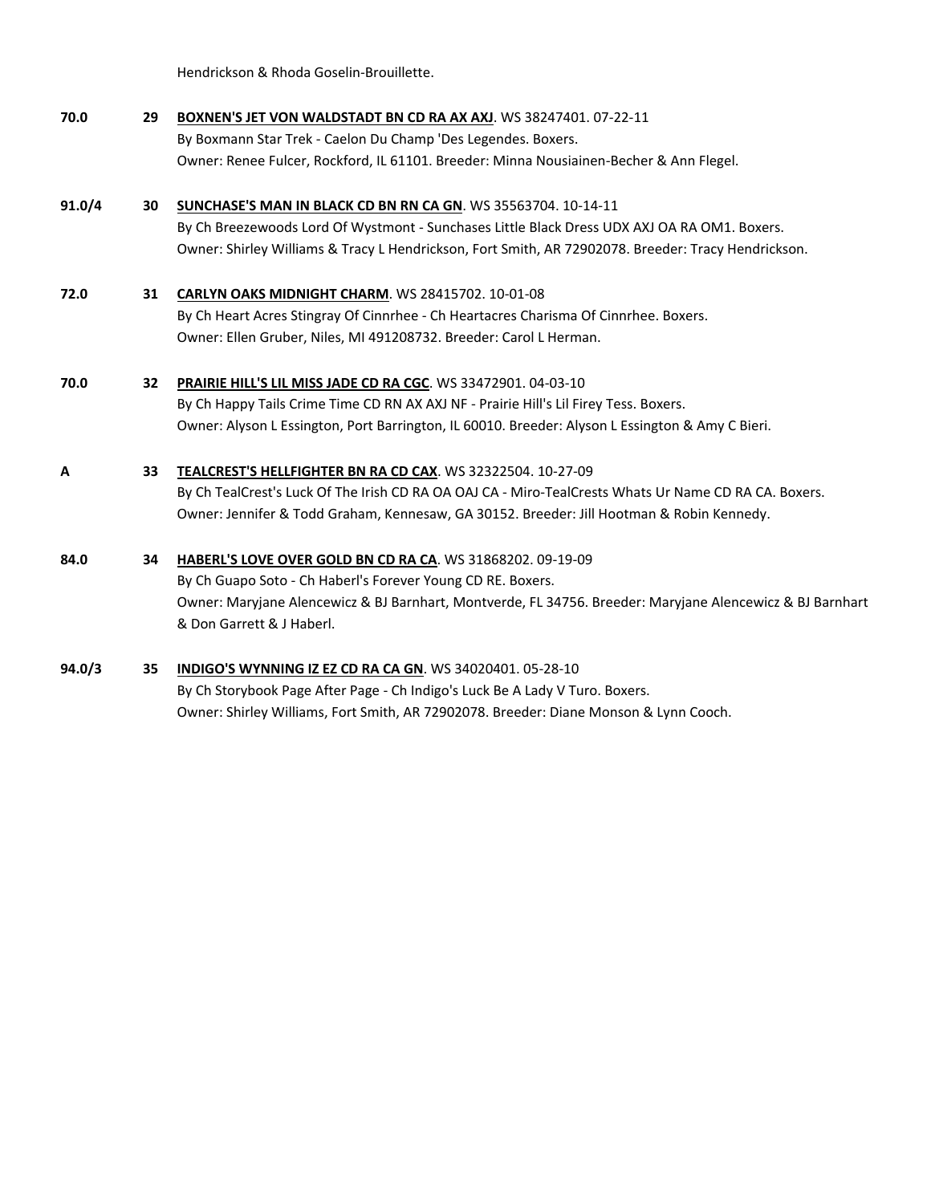Hendrickson & Rhoda Goselin-Brouillette.

**70.0** **29** **BOXNEN'S JET VON WALDSTADT BN CD RA AX AXJ**. WS 38247401. 07-22-11
By Boxmann Star Trek - Caelon Du Champ 'Des Legendes. Boxers.
Owner: Renee Fulcer, Rockford, IL 61101. Breeder: Minna Nousiainen-Becher & Ann Flegel.

**91.0/4** **30** **SUNCHASE'S MAN IN BLACK CD BN RN CA GN**. WS 35563704. 10-14-11
By Ch Breezewoods Lord Of Wystmont - Sunchases Little Black Dress UDX AXJ OA RA OM1. Boxers.
Owner: Shirley Williams & Tracy L Hendrickson, Fort Smith, AR 72902078. Breeder: Tracy Hendrickson.

**72.0** **31** **CARLYN OAKS MIDNIGHT CHARM**. WS 28415702. 10-01-08
By Ch Heart Acres Stingray Of Cinnrhee - Ch Heartacres Charisma Of Cinnrhee. Boxers.
Owner: Ellen Gruber, Niles, MI 491208732. Breeder: Carol L Herman.

**70.0** **32** **PRAIRIE HILL'S LIL MISS JADE CD RA CGC**. WS 33472901. 04-03-10
By Ch Happy Tails Crime Time CD RN AX AXJ NF - Prairie Hill's Lil Firey Tess. Boxers.
Owner: Alyson L Essington, Port Barrington, IL 60010. Breeder: Alyson L Essington & Amy C Bieri.

**A** **33** **TEALCREST'S HELLFIGHTER BN RA CD CAX**. WS 32322504. 10-27-09
By Ch TealCrest's Luck Of The Irish CD RA OA OAJ CA - Miro-TealCrests Whats Ur Name CD RA CA. Boxers.
Owner: Jennifer & Todd Graham, Kennesaw, GA 30152. Breeder: Jill Hootman & Robin Kennedy.

**84.0** **34** **HABERL'S LOVE OVER GOLD BN CD RA CA**. WS 31868202. 09-19-09
By Ch Guapo Soto - Ch Haberl's Forever Young CD RE. Boxers.
Owner: Maryjane Alencewicz & BJ Barnhart, Montverde, FL 34756. Breeder: Maryjane Alencewicz & BJ Barnhart & Don Garrett & J Haberl.

**94.0/3** **35** **INDIGO'S WYNNING IZ EZ CD RA CA GN**. WS 34020401. 05-28-10
By Ch Storybook Page After Page - Ch Indigo's Luck Be A Lady V Turo. Boxers.
Owner: Shirley Williams, Fort Smith, AR 72902078. Breeder: Diane Monson & Lynn Cooch.